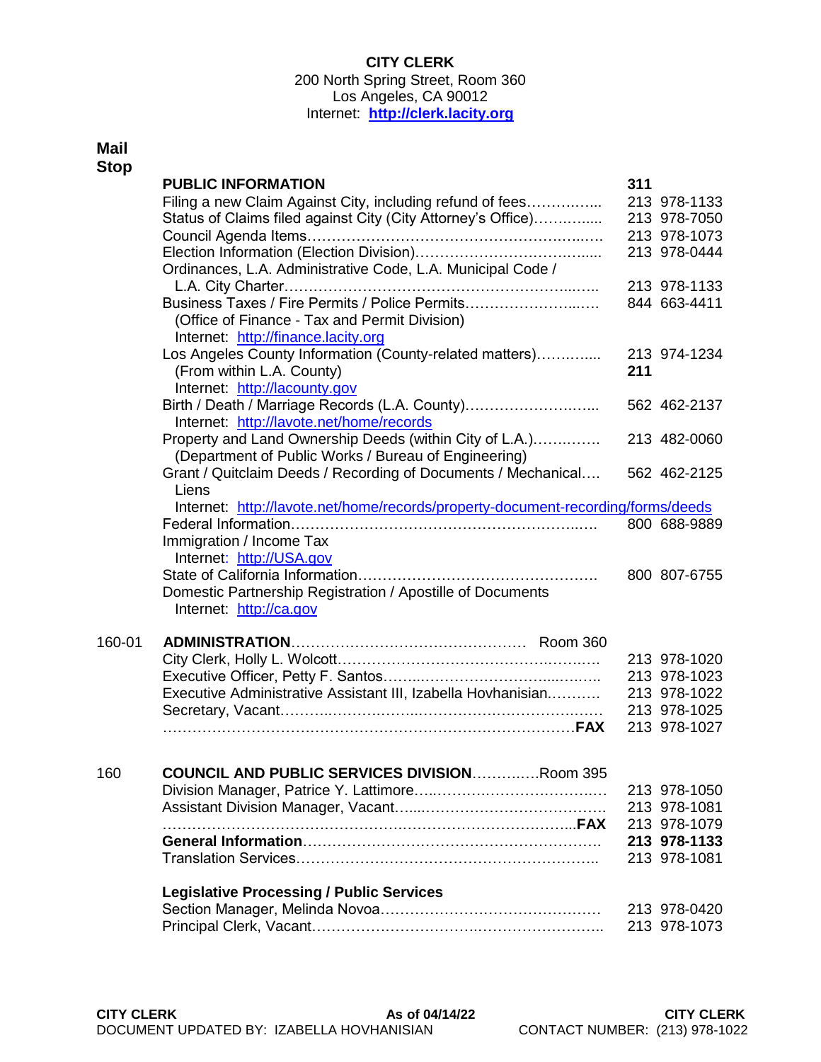# CITY CLERK

200 North Spring Street, Room 360
Los Angeles, CA 90012
Internet: **http://clerk.lacity.org**

| Mail Stop | | |
|---|---|---|
| | **PUBLIC INFORMATION** | **311** |
| | Filing a new Claim Against City, including refund of fees | 213 978-1133 |
| | Status of Claims filed against City (City Attorney's Office) | 213 978-7050 |
| | Council Agenda Items | 213 978-1073 |
| | Election Information (Election Division) | 213 978-0444 |
| | Ordinances, L.A. Administrative Code, L.A. Municipal Code / L.A. City Charter | 213 978-1133 |
| | Business Taxes / Fire Permits / Police Permits (Office of Finance - Tax and Permit Division) Internet: http://finance.lacity.org | 844 663-4411 |
| | Los Angeles County Information (County-related matters) | 213 974-1234 |
| | (From within L.A. County) | **211** |
| | Internet: http://lacounty.gov | |
| | Birth / Death / Marriage Records (L.A. County) Internet: http://lavote.net/home/records | 562 462-2137 |
| | Property and Land Ownership Deeds (within City of L.A.) (Department of Public Works / Bureau of Engineering) | 213 482-0060 |
| | Grant / Quitclaim Deeds / Recording of Documents / Mechanical Liens | 562 462-2125 |
| | Internet: http://lavote.net/home/records/property-document-recording/forms/deeds | |
| | Federal Information | 800 688-9889 |
| | Immigration / Income Tax Internet: http://USA.gov | |
| | State of California Information | 800 807-6755 |
| | Domestic Partnership Registration / Apostille of Documents Internet: http://ca.gov | |
| 160-01 | **ADMINISTRATION** Room 360 | |
| | City Clerk, Holly L. Wolcott | 213 978-1020 |
| | Executive Officer, Petty F. Santos | 213 978-1023 |
| | Executive Administrative Assistant III, Izabella Hovhanisian | 213 978-1022 |
| | Secretary, Vacant | 213 978-1025 |
| | **FAX** | 213 978-1027 |
| 160 | **COUNCIL AND PUBLIC SERVICES DIVISION** Room 395 | |
| | Division Manager, Patrice Y. Lattimore | 213 978-1050 |
| | Assistant Division Manager, Vacant | 213 978-1081 |
| | **FAX** | 213 978-1079 |
| | **General Information** | **213 978-1133** |
| | Translation Services | 213 978-1081 |
| | **Legislative Processing / Public Services** | |
| | Section Manager, Melinda Novoa | 213 978-0420 |
| | Principal Clerk, Vacant | 213 978-1073 |

**CITY CLERK** **As of 04/14/22** **CITY CLERK**
DOCUMENT UPDATED BY: IZABELLA HOVHANISIAN CONTACT NUMBER: (213) 978-1022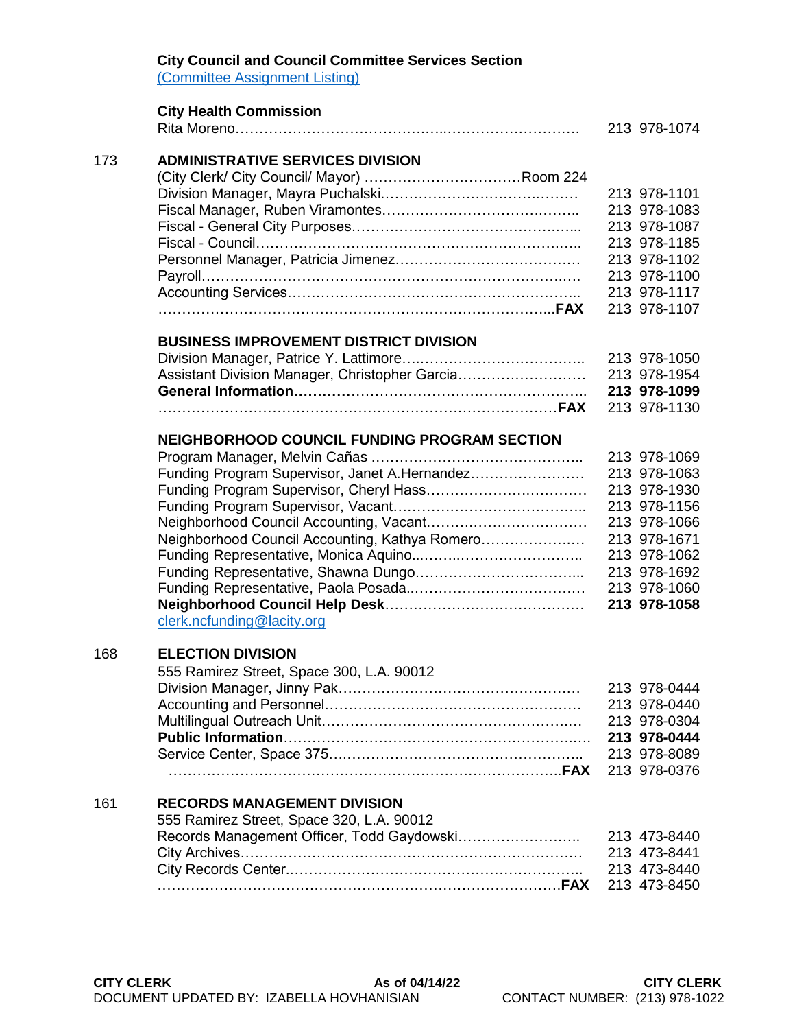**City Council and Council Committee Services Section**
[(Committee Assignment Listing)]

**City Health Commission**

| | | |
|---|---|---|
| | Rita Moreno | 213 978-1074 |

| | | |
|---|---|---|
| 173 | **ADMINISTRATIVE SERVICES DIVISION** | |
| | (City Clerk/ City Council/ Mayor) …Room 224 | |
| | Division Manager, Mayra Puchalski | 213 978-1101 |
| | Fiscal Manager, Ruben Viramontes | 213 978-1083 |
| | Fiscal - General City Purposes | 213 978-1087 |
| | Fiscal - Council | 213 978-1185 |
| | Personnel Manager, Patricia Jimenez | 213 978-1102 |
| | Payroll | 213 978-1100 |
| | Accounting Services | 213 978-1117 |
| | **FAX** | 213 978-1107 |

| | | |
|---|---|---|
| | **BUSINESS IMPROVEMENT DISTRICT DIVISION** | |
| | Division Manager, Patrice Y. Lattimore | 213 978-1050 |
| | Assistant Division Manager, Christopher Garcia | 213 978-1954 |
| | **General Information** | **213 978-1099** |
| | **FAX** | 213 978-1130 |

| | | |
|---|---|---|
| | **NEIGHBORHOOD COUNCIL FUNDING PROGRAM SECTION** | |
| | Program Manager, Melvin Cañas | 213 978-1069 |
| | Funding Program Supervisor, Janet A.Hernandez | 213 978-1063 |
| | Funding Program Supervisor, Cheryl Hass | 213 978-1930 |
| | Funding Program Supervisor, Vacant | 213 978-1156 |
| | Neighborhood Council Accounting, Vacant | 213 978-1066 |
| | Neighborhood Council Accounting, Kathya Romero | 213 978-1671 |
| | Funding Representative, Monica Aquino | 213 978-1062 |
| | Funding Representative, Shawna Dungo | 213 978-1692 |
| | Funding Representative, Paola Posada | 213 978-1060 |
| | **Neighborhood Council Help Desk** | **213 978-1058** |
| | clerk.ncfunding@lacity.org | |

| | | |
|---|---|---|
| 168 | **ELECTION DIVISION** | |
| | 555 Ramirez Street, Space 300, L.A. 90012 | |
| | Division Manager, Jinny Pak | 213 978-0444 |
| | Accounting and Personnel | 213 978-0440 |
| | Multilingual Outreach Unit | 213 978-0304 |
| | **Public Information** | **213 978-0444** |
| | Service Center, Space 375 | 213 978-8089 |
| | **FAX** | 213 978-0376 |

| | | |
|---|---|---|
| 161 | **RECORDS MANAGEMENT DIVISION** | |
| | 555 Ramirez Street, Space 320, L.A. 90012 | |
| | Records Management Officer, Todd Gaydowski | 213 473-8440 |
| | City Archives | 213 473-8441 |
| | City Records Center | 213 473-8440 |
| | **FAX** | 213 473-8450 |

**CITY CLERK** **As of 04/14/22** **CITY CLERK**
DOCUMENT UPDATED BY: IZABELLA HOVHANISIAN CONTACT NUMBER: (213) 978-1022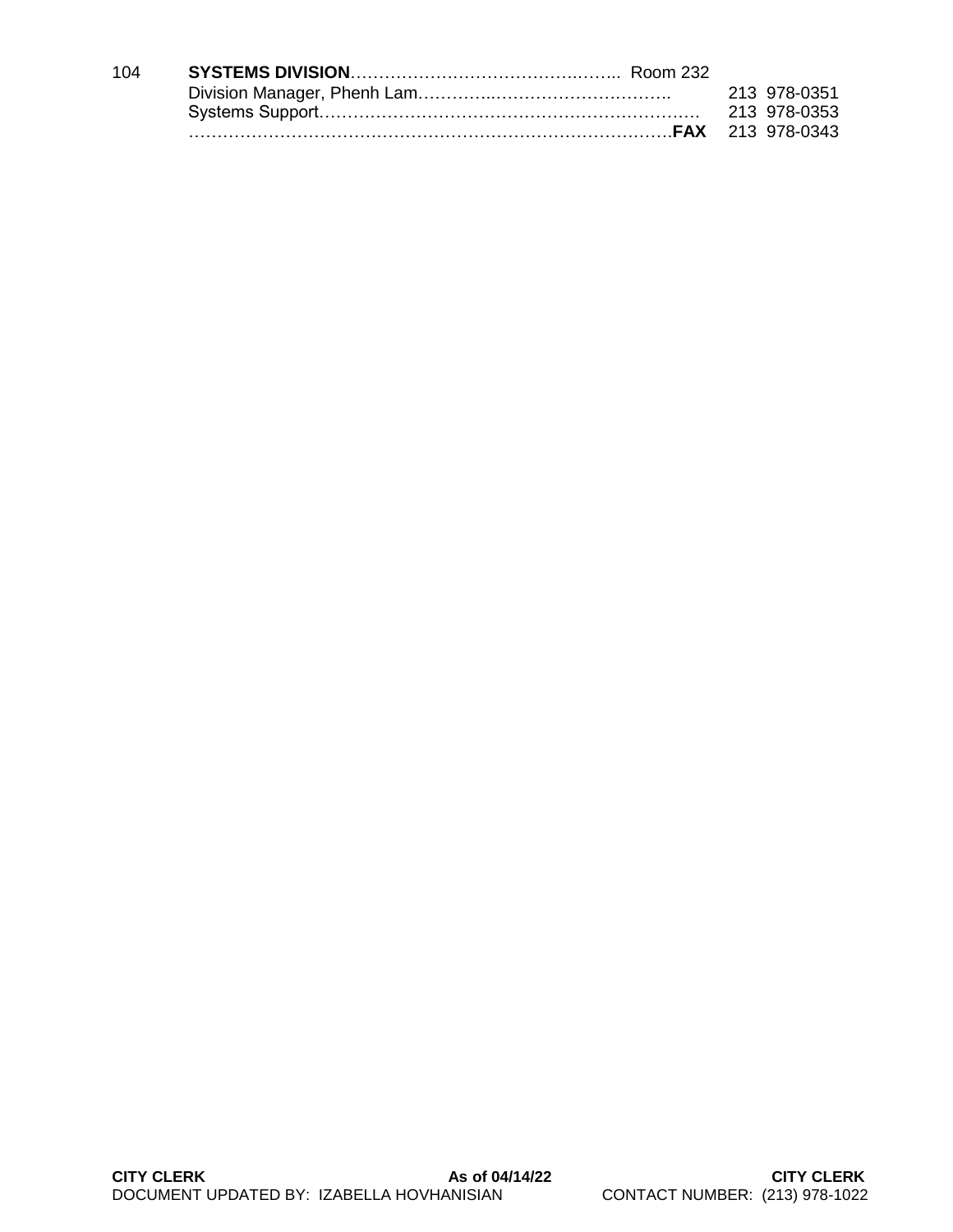104 **SYSTEMS DIVISION**……………………………………..…….. Room 232

Division Manager, Phenh Lam…………..………………………….  213 978-0351

Systems Support………………………………………………………….  213 978-0353

…………………………………………………………………………**FAX**  213 978-0343